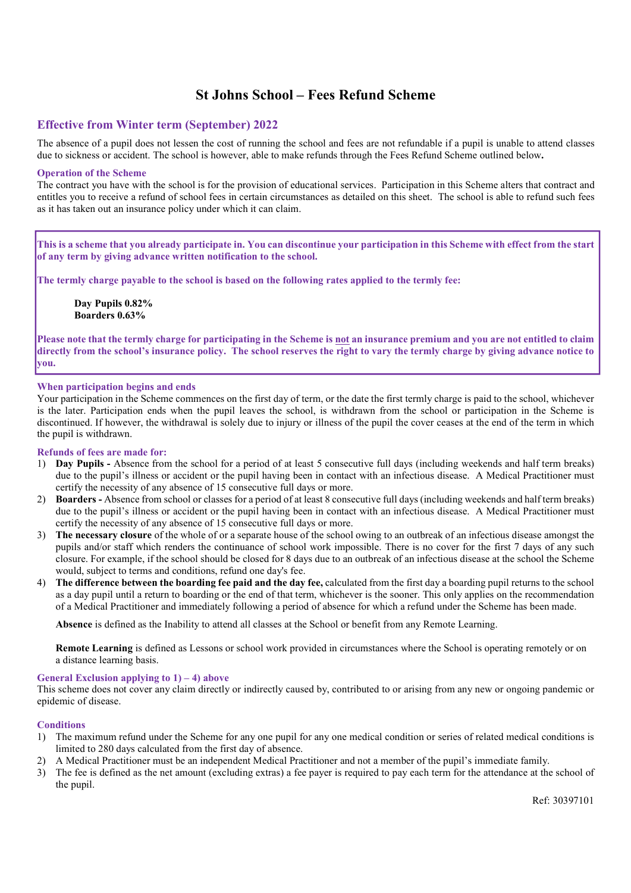# St Johns School – Fees Refund Scheme

## Effective from Winter term (September) 2022

The absence of a pupil does not lessen the cost of running the school and fees are not refundable if a pupil is unable to attend classes due to sickness or accident. The school is however, able to make refunds through the Fees Refund Scheme outlined below**.**

### Operation of the Scheme

The contract you have with the school is for the provision of educational services. Participation in this Scheme alters that contract and entitles you to receive a refund of school fees in certain circumstances as detailed on this sheet. The school is able to refund such fees as it has taken out an insurance policy under which it can claim.

**This is a scheme that you already participate in. You can discontinue your participation in this Scheme with effect from the start of any term by giving advance written notification to the school.**

**The termly charge payable to the school is based on the following rates applied to the termly fee:**

> **Day Pupils 0.82%**
> **Boarders 0.63%**

**Please note that the termly charge for participating in the Scheme is <u>not</u> an insurance premium and you are not entitled to claim directly from the school's insurance policy. The school reserves the right to vary the termly charge by giving advance notice to you.**

### When participation begins and ends

Your participation in the Scheme commences on the first day of term, or the date the first termly charge is paid to the school, whichever is the later. Participation ends when the pupil leaves the school, is withdrawn from the school or participation in the Scheme is discontinued. If however, the withdrawal is solely due to injury or illness of the pupil the cover ceases at the end of the term in which the pupil is withdrawn.

### Refunds of fees are made for:

1) **Day Pupils -** Absence from the school for a period of at least 5 consecutive full days (including weekends and half term breaks) due to the pupil's illness or accident or the pupil having been in contact with an infectious disease. A Medical Practitioner must certify the necessity of any absence of 15 consecutive full days or more.
2) **Boarders -** Absence from school or classes for a period of at least 8 consecutive full days (including weekends and half term breaks) due to the pupil's illness or accident or the pupil having been in contact with an infectious disease. A Medical Practitioner must certify the necessity of any absence of 15 consecutive full days or more.
3) **The necessary closure** of the whole of or a separate house of the school owing to an outbreak of an infectious disease amongst the pupils and/or staff which renders the continuance of school work impossible. There is no cover for the first 7 days of any such closure. For example, if the school should be closed for 8 days due to an outbreak of an infectious disease at the school the Scheme would, subject to terms and conditions, refund one day's fee.
4) **The difference between the boarding fee paid and the day fee,** calculated from the first day a boarding pupil returns to the school as a day pupil until a return to boarding or the end of that term, whichever is the sooner. This only applies on the recommendation of a Medical Practitioner and immediately following a period of absence for which a refund under the Scheme has been made.

   **Absence** is defined as the Inability to attend all classes at the School or benefit from any Remote Learning.

   **Remote Learning** is defined as Lessons or school work provided in circumstances where the School is operating remotely or on a distance learning basis.

### General Exclusion applying to 1) – 4) above

This scheme does not cover any claim directly or indirectly caused by, contributed to or arising from any new or ongoing pandemic or epidemic of disease.

### Conditions

1) The maximum refund under the Scheme for any one pupil for any one medical condition or series of related medical conditions is limited to 280 days calculated from the first day of absence.
2) A Medical Practitioner must be an independent Medical Practitioner and not a member of the pupil's immediate family.
3) The fee is defined as the net amount (excluding extras) a fee payer is required to pay each term for the attendance at the school of the pupil.

Ref: 30397101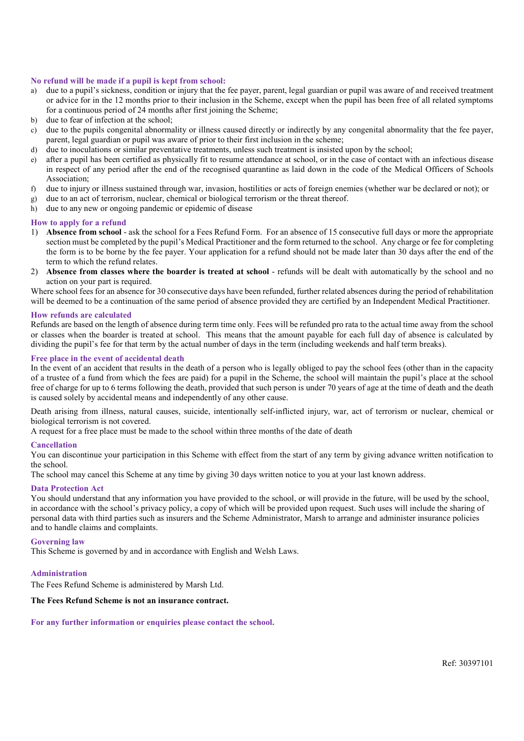### No refund will be made if a pupil is kept from school:

a) due to a pupil's sickness, condition or injury that the fee payer, parent, legal guardian or pupil was aware of and received treatment or advice for in the 12 months prior to their inclusion in the Scheme, except when the pupil has been free of all related symptoms for a continuous period of 24 months after first joining the Scheme;
b) due to fear of infection at the school;
c) due to the pupils congenital abnormality or illness caused directly or indirectly by any congenital abnormality that the fee payer, parent, legal guardian or pupil was aware of prior to their first inclusion in the scheme;
d) due to inoculations or similar preventative treatments, unless such treatment is insisted upon by the school;
e) after a pupil has been certified as physically fit to resume attendance at school, or in the case of contact with an infectious disease in respect of any period after the end of the recognised quarantine as laid down in the code of the Medical Officers of Schools Association;
f) due to injury or illness sustained through war, invasion, hostilities or acts of foreign enemies (whether war be declared or not); or
g) due to an act of terrorism, nuclear, chemical or biological terrorism or the threat thereof.
h) due to any new or ongoing pandemic or epidemic of disease

### How to apply for a refund

1) **Absence from school** - ask the school for a Fees Refund Form. For an absence of 15 consecutive full days or more the appropriate section must be completed by the pupil's Medical Practitioner and the form returned to the school. Any charge or fee for completing the form is to be borne by the fee payer. Your application for a refund should not be made later than 30 days after the end of the term to which the refund relates.
2) **Absence from classes where the boarder is treated at school** - refunds will be dealt with automatically by the school and no action on your part is required.

Where school fees for an absence for 30 consecutive days have been refunded, further related absences during the period of rehabilitation will be deemed to be a continuation of the same period of absence provided they are certified by an Independent Medical Practitioner.

### How refunds are calculated

Refunds are based on the length of absence during term time only. Fees will be refunded pro rata to the actual time away from the school or classes when the boarder is treated at school. This means that the amount payable for each full day of absence is calculated by dividing the pupil's fee for that term by the actual number of days in the term (including weekends and half term breaks).

### Free place in the event of accidental death

In the event of an accident that results in the death of a person who is legally obliged to pay the school fees (other than in the capacity of a trustee of a fund from which the fees are paid) for a pupil in the Scheme, the school will maintain the pupil's place at the school free of charge for up to 6 terms following the death, provided that such person is under 70 years of age at the time of death and the death is caused solely by accidental means and independently of any other cause.

Death arising from illness, natural causes, suicide, intentionally self-inflicted injury, war, act of terrorism or nuclear, chemical or biological terrorism is not covered.

A request for a free place must be made to the school within three months of the date of death

### Cancellation

You can discontinue your participation in this Scheme with effect from the start of any term by giving advance written notification to the school.

The school may cancel this Scheme at any time by giving 30 days written notice to you at your last known address.

### Data Protection Act

You should understand that any information you have provided to the school, or will provide in the future, will be used by the school, in accordance with the school's privacy policy, a copy of which will be provided upon request. Such uses will include the sharing of personal data with third parties such as insurers and the Scheme Administrator, Marsh to arrange and administer insurance policies and to handle claims and complaints.

### Governing law

This Scheme is governed by and in accordance with English and Welsh Laws.

### Administration

The Fees Refund Scheme is administered by Marsh Ltd.

**The Fees Refund Scheme is not an insurance contract.**

**For any further information or enquiries please contact the school.**

Ref: 30397101